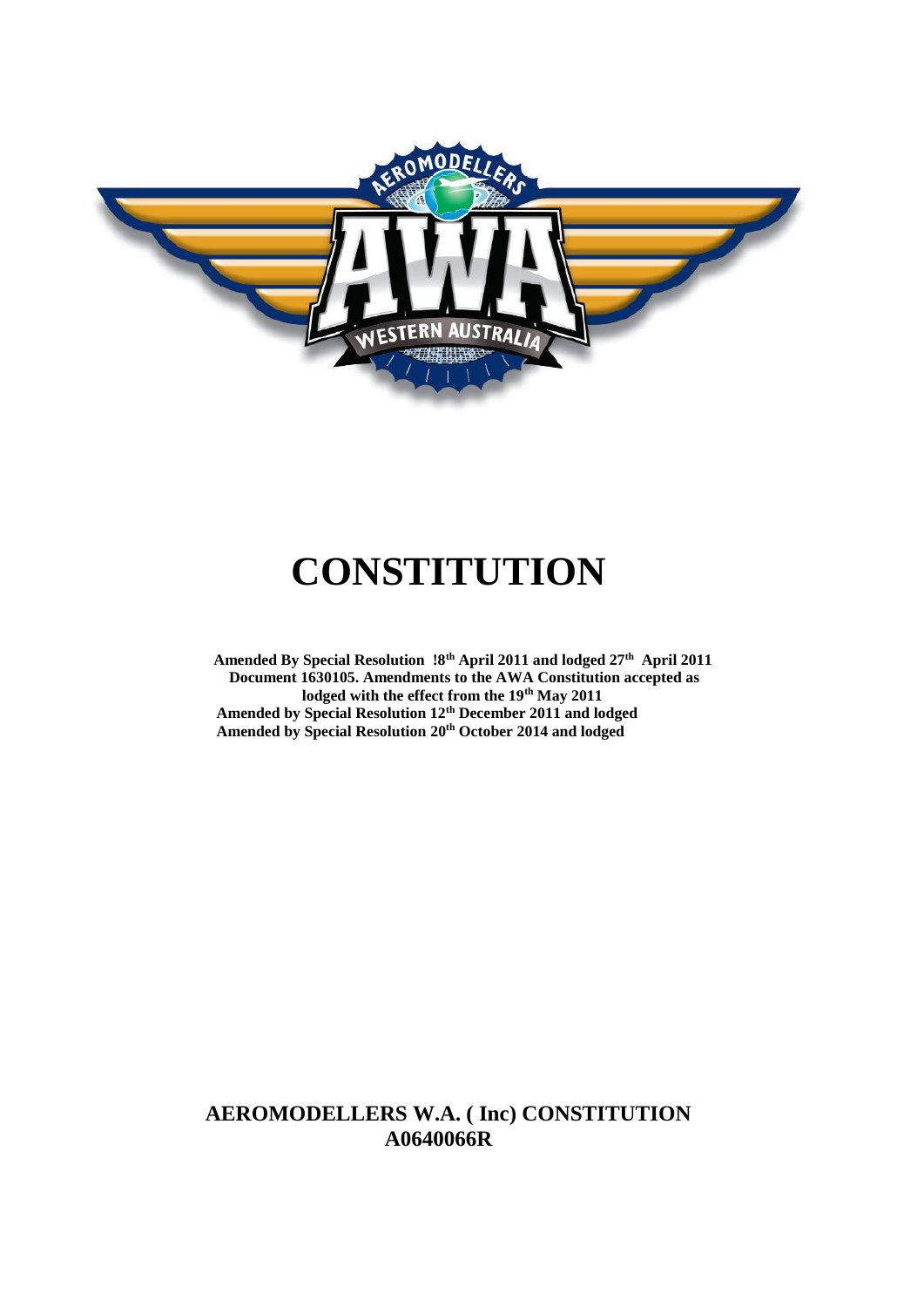# CONSTITUTION

**Amended By Special Resolution !8th April 2011 and lodged 27th April 2011**
**Document 1630105. Amendments to the AWA Constitution accepted as lodged with the effect from the 19th May 2011**
**Amended by Special Resolution 12th December 2011 and lodged**
**Amended by Special Resolution 20th October 2014 and lodged**

**AEROMODELLERS W.A. ( Inc) CONSTITUTION**
**A0640066R**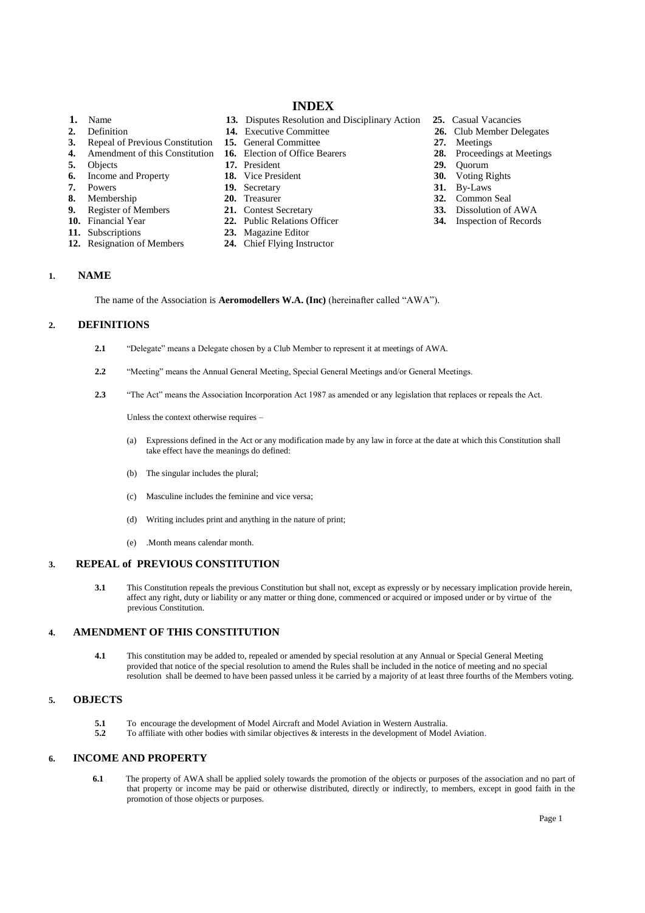# INDEX

1. Name
2. Definition
3. Repeal of Previous Constitution
4. Amendment of this Constitution
5. Objects
6. Income and Property
7. Powers
8. Membership
9. Register of Members
10. Financial Year
11. Subscriptions
12. Resignation of Members
13. Disputes Resolution and Disciplinary Action
14. Executive Committee
15. General Committee
16. Election of Office Bearers
17. President
18. Vice President
19. Secretary
20. Treasurer
21. Contest Secretary
22. Public Relations Officer
23. Magazine Editor
24. Chief Flying Instructor
25. Casual Vacancies
26. Club Member Delegates
27. Meetings
28. Proceedings at Meetings
29. Quorum
30. Voting Rights
31. By-Laws
32. Common Seal
33. Dissolution of AWA
34. Inspection of Records

## 1. NAME

The name of the Association is **Aeromodellers W.A. (Inc)** (hereinafter called "AWA").

## 2. DEFINITIONS

**2.1** "Delegate" means a Delegate chosen by a Club Member to represent it at meetings of AWA.

**2.2** "Meeting" means the Annual General Meeting, Special General Meetings and/or General Meetings.

**2.3** "The Act" means the Association Incorporation Act 1987 as amended or any legislation that replaces or repeals the Act.

Unless the context otherwise requires –

(a) Expressions defined in the Act or any modification made by any law in force at the date at which this Constitution shall take effect have the meanings do defined:

(b) The singular includes the plural;

(c) Masculine includes the feminine and vice versa;

(d) Writing includes print and anything in the nature of print;

(e) .Month means calendar month.

## 3. REPEAL of PREVIOUS CONSTITUTION

**3.1** This Constitution repeals the previous Constitution but shall not, except as expressly or by necessary implication provide herein, affect any right, duty or liability or any matter or thing done, commenced or acquired or imposed under or by virtue of the previous Constitution.

## 4. AMENDMENT OF THIS CONSTITUTION

**4.1** This constitution may be added to, repealed or amended by special resolution at any Annual or Special General Meeting provided that notice of the special resolution to amend the Rules shall be included in the notice of meeting and no special resolution shall be deemed to have been passed unless it be carried by a majority of at least three fourths of the Members voting.

## 5. OBJECTS

**5.1** To encourage the development of Model Aircraft and Model Aviation in Western Australia.

**5.2** To affiliate with other bodies with similar objectives & interests in the development of Model Aviation.

## 6. INCOME AND PROPERTY

**6.1** The property of AWA shall be applied solely towards the promotion of the objects or purposes of the association and no part of that property or income may be paid or otherwise distributed, directly or indirectly, to members, except in good faith in the promotion of those objects or purposes.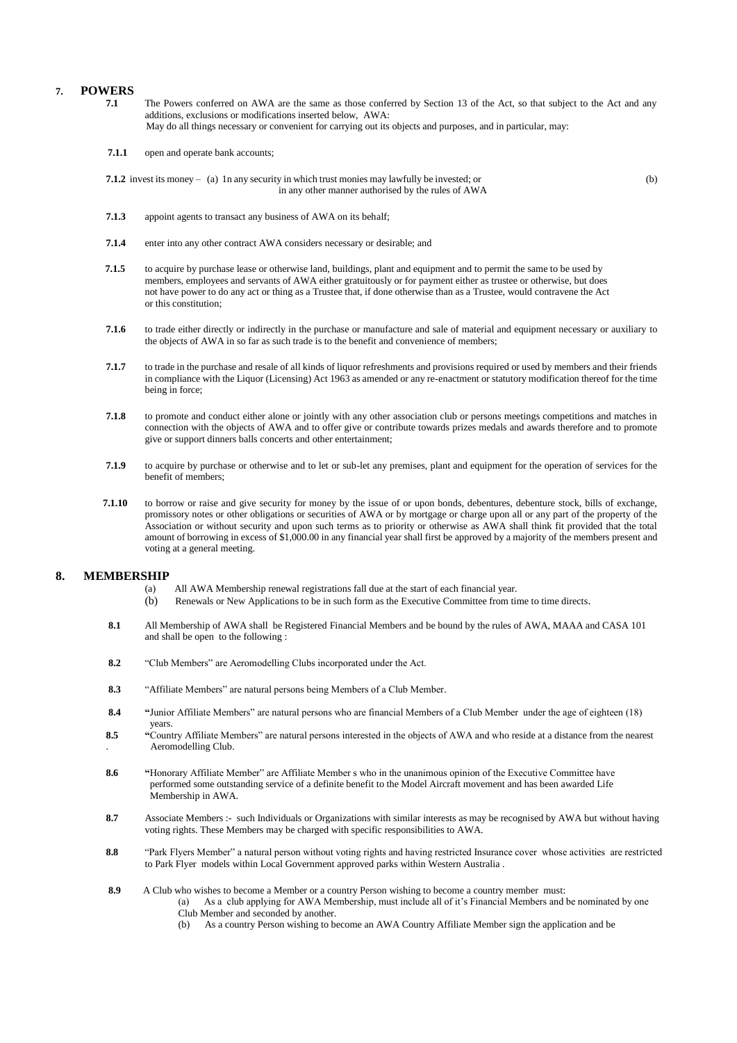## 7. POWERS

**7.1** The Powers conferred on AWA are the same as those conferred by Section 13 of the Act, so that subject to the Act and any additions, exclusions or modifications inserted below, AWA:
May do all things necessary or convenient for carrying out its objects and purposes, and in particular, may:

**7.1.1** open and operate bank accounts;

**7.1.2** invest its money – (a) 1n any security in which trust monies may lawfully be invested; or (b) in any other manner authorised by the rules of AWA

**7.1.3** appoint agents to transact any business of AWA on its behalf;

**7.1.4** enter into any other contract AWA considers necessary or desirable; and

**7.1.5** to acquire by purchase lease or otherwise land, buildings, plant and equipment and to permit the same to be used by members, employees and servants of AWA either gratuitously or for payment either as trustee or otherwise, but does not have power to do any act or thing as a Trustee that, if done otherwise than as a Trustee, would contravene the Act or this constitution;

**7.1.6** to trade either directly or indirectly in the purchase or manufacture and sale of material and equipment necessary or auxiliary to the objects of AWA in so far as such trade is to the benefit and convenience of members;

**7.1.7** to trade in the purchase and resale of all kinds of liquor refreshments and provisions required or used by members and their friends in compliance with the Liquor (Licensing) Act 1963 as amended or any re-enactment or statutory modification thereof for the time being in force;

**7.1.8** to promote and conduct either alone or jointly with any other association club or persons meetings competitions and matches in connection with the objects of AWA and to offer give or contribute towards prizes medals and awards therefore and to promote give or support dinners balls concerts and other entertainment;

**7.1.9** to acquire by purchase or otherwise and to let or sub-let any premises, plant and equipment for the operation of services for the benefit of members;

**7.1.10** to borrow or raise and give security for money by the issue of or upon bonds, debentures, debenture stock, bills of exchange, promissory notes or other obligations or securities of AWA or by mortgage or charge upon all or any part of the property of the Association or without security and upon such terms as to priority or otherwise as AWA shall think fit provided that the total amount of borrowing in excess of $1,000.00 in any financial year shall first be approved by a majority of the members present and voting at a general meeting.

## 8. MEMBERSHIP

(a) All AWA Membership renewal registrations fall due at the start of each financial year.
(b) Renewals or New Applications to be in such form as the Executive Committee from time to time directs.

**8.1** All Membership of AWA shall be Registered Financial Members and be bound by the rules of AWA, MAAA and CASA 101 and shall be open to the following :

**8.2** "Club Members" are Aeromodelling Clubs incorporated under the Act.

**8.3** "Affiliate Members" are natural persons being Members of a Club Member.

**8.4** "Junior Affiliate Members" are natural persons who are financial Members of a Club Member under the age of eighteen (18) years.

**8.5** "Country Affiliate Members" are natural persons interested in the objects of AWA and who reside at a distance from the nearest Aeromodelling Club.

**8.6** "Honorary Affiliate Member" are Affiliate Member s who in the unanimous opinion of the Executive Committee have performed some outstanding service of a definite benefit to the Model Aircraft movement and has been awarded Life Membership in AWA.

**8.7** Associate Members :- such Individuals or Organizations with similar interests as may be recognised by AWA but without having voting rights. These Members may be charged with specific responsibilities to AWA.

**8.8** "Park Flyers Member" a natural person without voting rights and having restricted Insurance cover whose activities are restricted to Park Flyer models within Local Government approved parks within Western Australia .

**8.9** A Club who wishes to become a Member or a country Person wishing to become a country member must:
(a) As a club applying for AWA Membership, must include all of it's Financial Members and be nominated by one Club Member and seconded by another.
(b) As a country Person wishing to become an AWA Country Affiliate Member sign the application and be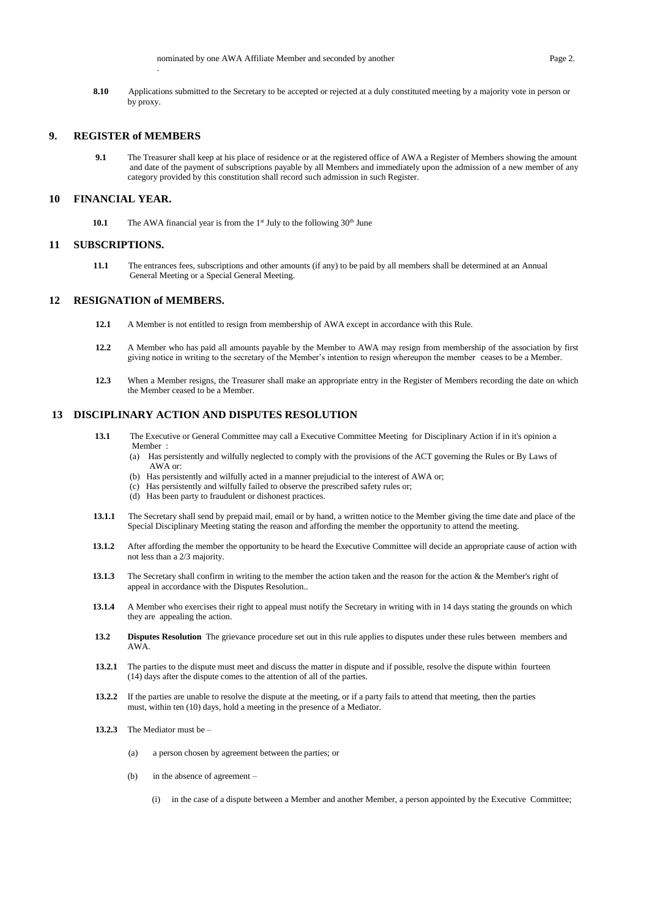nominated by one AWA Affiliate Member and seconded by another

.

**8.10** Applications submitted to the Secretary to be accepted or rejected at a duly constituted meeting by a majority vote in person or by proxy.

## 9. REGISTER of MEMBERS

**9.1** The Treasurer shall keep at his place of residence or at the registered office of AWA a Register of Members showing the amount and date of the payment of subscriptions payable by all Members and immediately upon the admission of a new member of any category provided by this constitution shall record such admission in such Register.

## 10 FINANCIAL YEAR.

**10.1** The AWA financial year is from the 1st July to the following 30th June

## 11 SUBSCRIPTIONS.

**11.1** The entrances fees, subscriptions and other amounts (if any) to be paid by all members shall be determined at an Annual General Meeting or a Special General Meeting.

## 12 RESIGNATION of MEMBERS.

**12.1** A Member is not entitled to resign from membership of AWA except in accordance with this Rule.

**12.2** A Member who has paid all amounts payable by the Member to AWA may resign from membership of the association by first giving notice in writing to the secretary of the Member's intention to resign whereupon the member ceases to be a Member.

**12.3** When a Member resigns, the Treasurer shall make an appropriate entry in the Register of Members recording the date on which the Member ceased to be a Member.

## 13 DISCIPLINARY ACTION AND DISPUTES RESOLUTION

**13.1** The Executive or General Committee may call a Executive Committee Meeting for Disciplinary Action if in it's opinion a Member :

- (a) Has persistently and wilfully neglected to comply with the provisions of the ACT governing the Rules or By Laws of AWA or:
- (b) Has persistently and wilfully acted in a manner prejudicial to the interest of AWA or;
- (c) Has persistently and wilfully failed to observe the prescribed safety rules or;
- (d) Has been party to fraudulent or dishonest practices.

**13.1.1** The Secretary shall send by prepaid mail, email or by hand, a written notice to the Member giving the time date and place of the Special Disciplinary Meeting stating the reason and affording the member the opportunity to attend the meeting.

**13.1.2** After affording the member the opportunity to be heard the Executive Committee will decide an appropriate cause of action with not less than a 2/3 majority.

**13.1.3** The Secretary shall confirm in writing to the member the action taken and the reason for the action & the Member's right of appeal in accordance with the Disputes Resolution..

**13.1.4** A Member who exercises their right to appeal must notify the Secretary in writing with in 14 days stating the grounds on which they are appealing the action.

**13.2** **Disputes Resolution** The grievance procedure set out in this rule applies to disputes under these rules between members and AWA.

**13.2.1** The parties to the dispute must meet and discuss the matter in dispute and if possible, resolve the dispute within fourteen (14) days after the dispute comes to the attention of all of the parties.

**13.2.2** If the parties are unable to resolve the dispute at the meeting, or if a party fails to attend that meeting, then the parties must, within ten (10) days, hold a meeting in the presence of a Mediator.

**13.2.3** The Mediator must be –

- (a) a person chosen by agreement between the parties; or
- (b) in the absence of agreement –
  - (i) in the case of a dispute between a Member and another Member, a person appointed by the Executive Committee;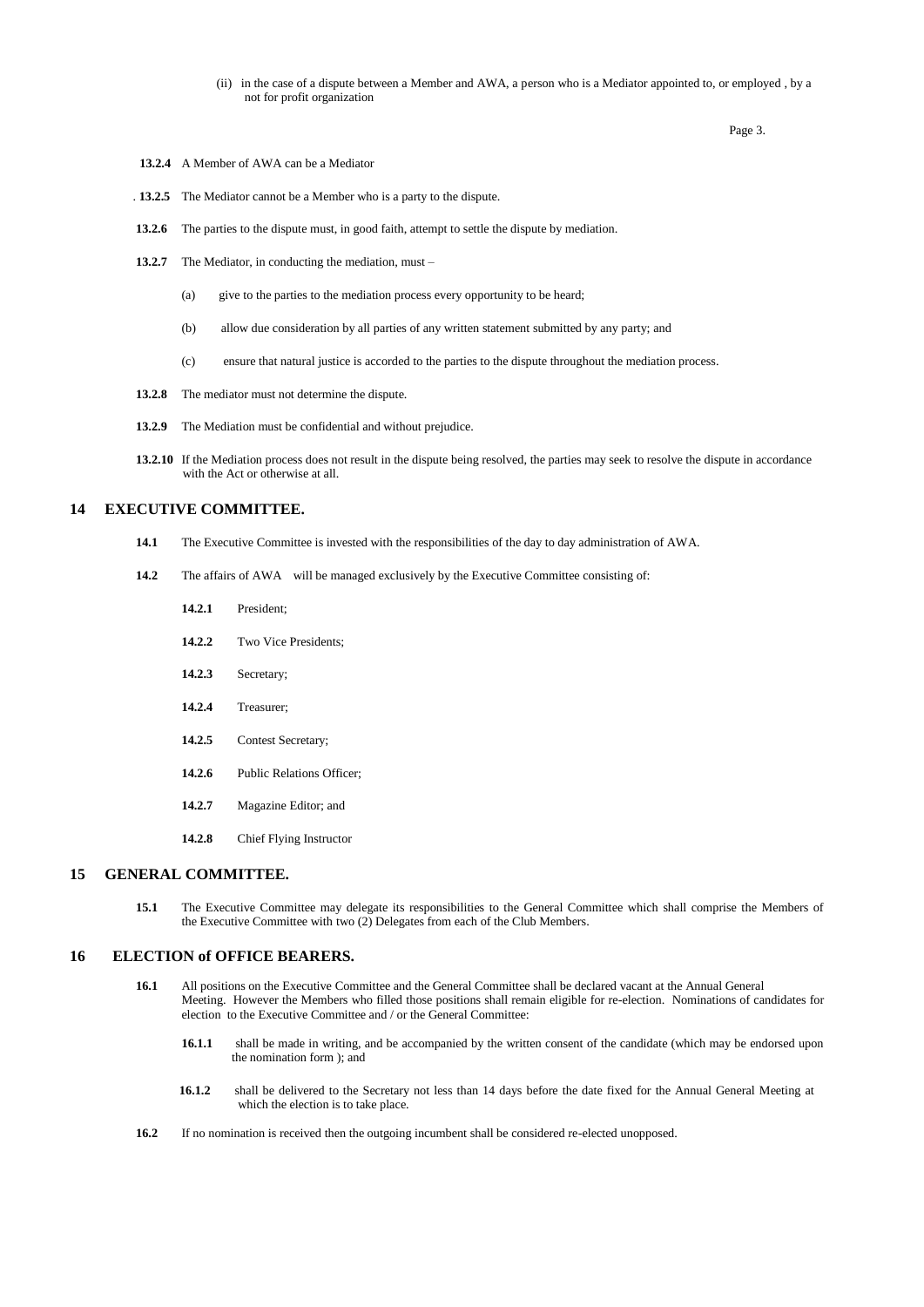(ii) in the case of a dispute between a Member and AWA, a person who is a Mediator appointed to, or employed , by a not for profit organization

**13.2.4** A Member of AWA can be a Mediator

**13.2.5** The Mediator cannot be a Member who is a party to the dispute.

**13.2.6** The parties to the dispute must, in good faith, attempt to settle the dispute by mediation.

**13.2.7** The Mediator, in conducting the mediation, must –

(a) give to the parties to the mediation process every opportunity to be heard;

(b) allow due consideration by all parties of any written statement submitted by any party; and

(c) ensure that natural justice is accorded to the parties to the dispute throughout the mediation process.

**13.2.8** The mediator must not determine the dispute.

**13.2.9** The Mediation must be confidential and without prejudice.

**13.2.10** If the Mediation process does not result in the dispute being resolved, the parties may seek to resolve the dispute in accordance with the Act or otherwise at all.

## 14 EXECUTIVE COMMITTEE.

**14.1** The Executive Committee is invested with the responsibilities of the day to day administration of AWA.

**14.2** The affairs of AWA will be managed exclusively by the Executive Committee consisting of:

**14.2.1** President;

**14.2.2** Two Vice Presidents;

**14.2.3** Secretary;

**14.2.4** Treasurer;

**14.2.5** Contest Secretary;

**14.2.6** Public Relations Officer;

**14.2.7** Magazine Editor; and

**14.2.8** Chief Flying Instructor

## 15 GENERAL COMMITTEE.

**15.1** The Executive Committee may delegate its responsibilities to the General Committee which shall comprise the Members of the Executive Committee with two (2) Delegates from each of the Club Members.

## 16 ELECTION of OFFICE BEARERS.

**16.1** All positions on the Executive Committee and the General Committee shall be declared vacant at the Annual General Meeting. However the Members who filled those positions shall remain eligible for re-election. Nominations of candidates for election to the Executive Committee and / or the General Committee:

**16.1.1** shall be made in writing, and be accompanied by the written consent of the candidate (which may be endorsed upon the nomination form ); and

**16.1.2** shall be delivered to the Secretary not less than 14 days before the date fixed for the Annual General Meeting at which the election is to take place.

**16.2** If no nomination is received then the outgoing incumbent shall be considered re-elected unopposed.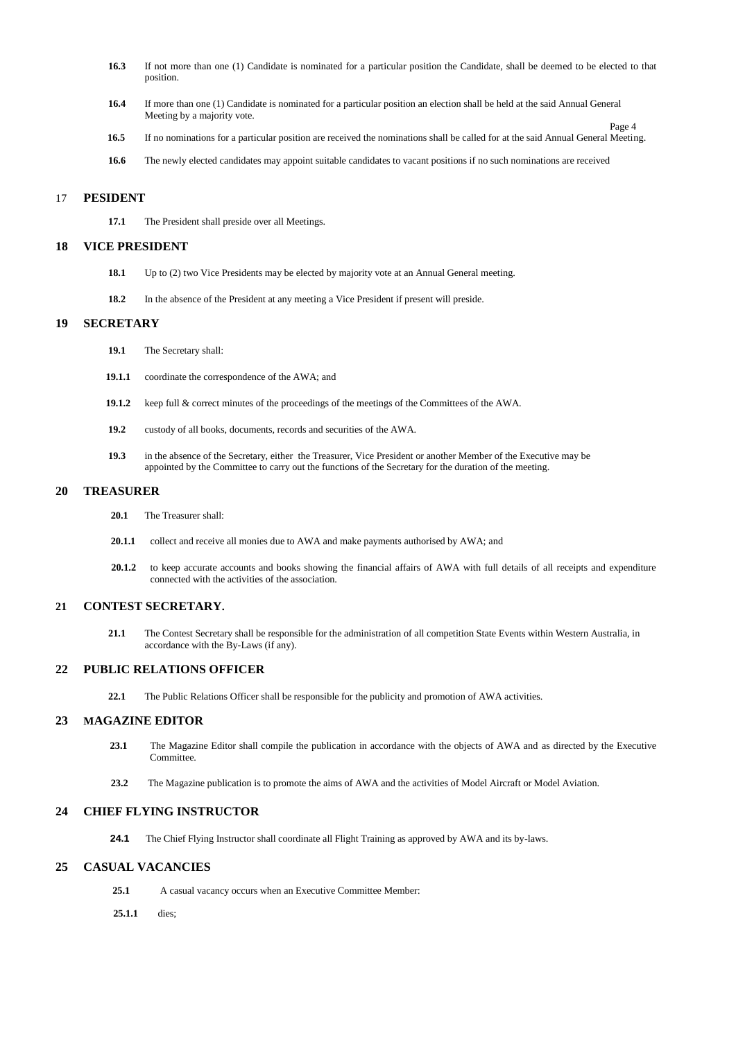**16.3** If not more than one (1) Candidate is nominated for a particular position the Candidate, shall be deemed to be elected to that position.

**16.4** If more than one (1) Candidate is nominated for a particular position an election shall be held at the said Annual General Meeting by a majority vote.

**16.5** If no nominations for a particular position are received the nominations shall be called for at the said Annual General Meeting.

**16.6** The newly elected candidates may appoint suitable candidates to vacant positions if no such nominations are received

## 17 PESIDENT

**17.1** The President shall preside over all Meetings.

## 18 VICE PRESIDENT

**18.1** Up to (2) two Vice Presidents may be elected by majority vote at an Annual General meeting.

**18.2** In the absence of the President at any meeting a Vice President if present will preside.

## 19 SECRETARY

**19.1** The Secretary shall:

**19.1.1** coordinate the correspondence of the AWA; and

**19.1.2** keep full & correct minutes of the proceedings of the meetings of the Committees of the AWA.

**19.2** custody of all books, documents, records and securities of the AWA.

**19.3** in the absence of the Secretary, either the Treasurer, Vice President or another Member of the Executive may be appointed by the Committee to carry out the functions of the Secretary for the duration of the meeting.

## 20 TREASURER

**20.1** The Treasurer shall:

**20.1.1** collect and receive all monies due to AWA and make payments authorised by AWA; and

**20.1.2** to keep accurate accounts and books showing the financial affairs of AWA with full details of all receipts and expenditure connected with the activities of the association.

## 21 CONTEST SECRETARY.

**21.1** The Contest Secretary shall be responsible for the administration of all competition State Events within Western Australia, in accordance with the By-Laws (if any).

## 22 PUBLIC RELATIONS OFFICER

**22.1** The Public Relations Officer shall be responsible for the publicity and promotion of AWA activities.

## 23 MAGAZINE EDITOR

**23.1** The Magazine Editor shall compile the publication in accordance with the objects of AWA and as directed by the Executive Committee.

**23.2** The Magazine publication is to promote the aims of AWA and the activities of Model Aircraft or Model Aviation.

## 24 CHIEF FLYING INSTRUCTOR

**24.1** The Chief Flying Instructor shall coordinate all Flight Training as approved by AWA and its by-laws.

## 25 CASUAL VACANCIES

**25.1** A casual vacancy occurs when an Executive Committee Member:

**25.1.1** dies;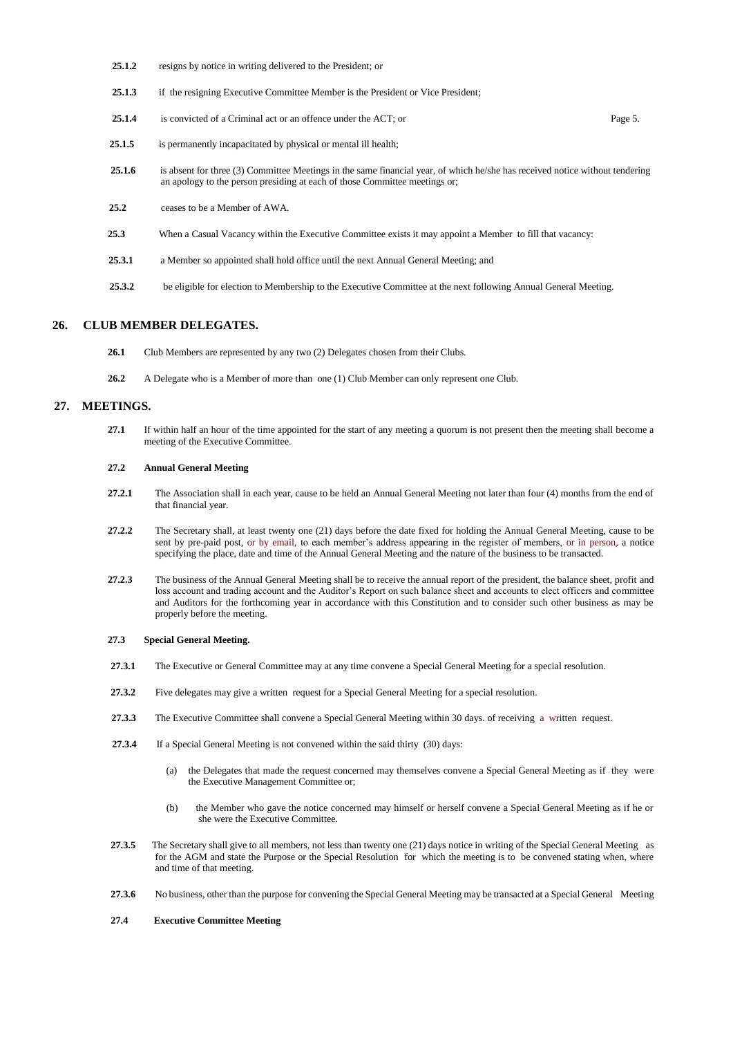**25.1.2** resigns by notice in writing delivered to the President; or

**25.1.3** if the resigning Executive Committee Member is the President or Vice President;

**25.1.4** is convicted of a Criminal act or an offence under the ACT; or

**25.1.5** is permanently incapacitated by physical or mental ill health;

**25.1.6** is absent for three (3) Committee Meetings in the same financial year, of which he/she has received notice without tendering an apology to the person presiding at each of those Committee meetings or;

**25.2** ceases to be a Member of AWA.

**25.3** When a Casual Vacancy within the Executive Committee exists it may appoint a Member to fill that vacancy:

**25.3.1** a Member so appointed shall hold office until the next Annual General Meeting; and

**25.3.2** be eligible for election to Membership to the Executive Committee at the next following Annual General Meeting.

## 26. CLUB MEMBER DELEGATES.

**26.1** Club Members are represented by any two (2) Delegates chosen from their Clubs.

**26.2** A Delegate who is a Member of more than one (1) Club Member can only represent one Club.

## 27. MEETINGS.

**27.1** If within half an hour of the time appointed for the start of any meeting a quorum is not present then the meeting shall become a meeting of the Executive Committee.

### 27.2 Annual General Meeting

**27.2.1** The Association shall in each year, cause to be held an Annual General Meeting not later than four (4) months from the end of that financial year.

**27.2.2** The Secretary shall, at least twenty one (21) days before the date fixed for holding the Annual General Meeting, cause to be sent by pre-paid post, or by email, to each member's address appearing in the register of members, or in person, a notice specifying the place, date and time of the Annual General Meeting and the nature of the business to be transacted.

**27.2.3** The business of the Annual General Meeting shall be to receive the annual report of the president, the balance sheet, profit and loss account and trading account and the Auditor's Report on such balance sheet and accounts to elect officers and committee and Auditors for the forthcoming year in accordance with this Constitution and to consider such other business as may be properly before the meeting.

### 27.3 Special General Meeting.

**27.3.1** The Executive or General Committee may at any time convene a Special General Meeting for a special resolution.

**27.3.2** Five delegates may give a written request for a Special General Meeting for a special resolution.

**27.3.3** The Executive Committee shall convene a Special General Meeting within 30 days. of receiving a written request.

**27.3.4** If a Special General Meeting is not convened within the said thirty (30) days:

(a) the Delegates that made the request concerned may themselves convene a Special General Meeting as if they were the Executive Management Committee or;

(b) the Member who gave the notice concerned may himself or herself convene a Special General Meeting as if he or she were the Executive Committee.

**27.3.5** The Secretary shall give to all members, not less than twenty one (21) days notice in writing of the Special General Meeting as for the AGM and state the Purpose or the Special Resolution for which the meeting is to be convened stating when, where and time of that meeting.

**27.3.6** No business, other than the purpose for convening the Special General Meeting may be transacted at a Special General Meeting

### 27.4 Executive Committee Meeting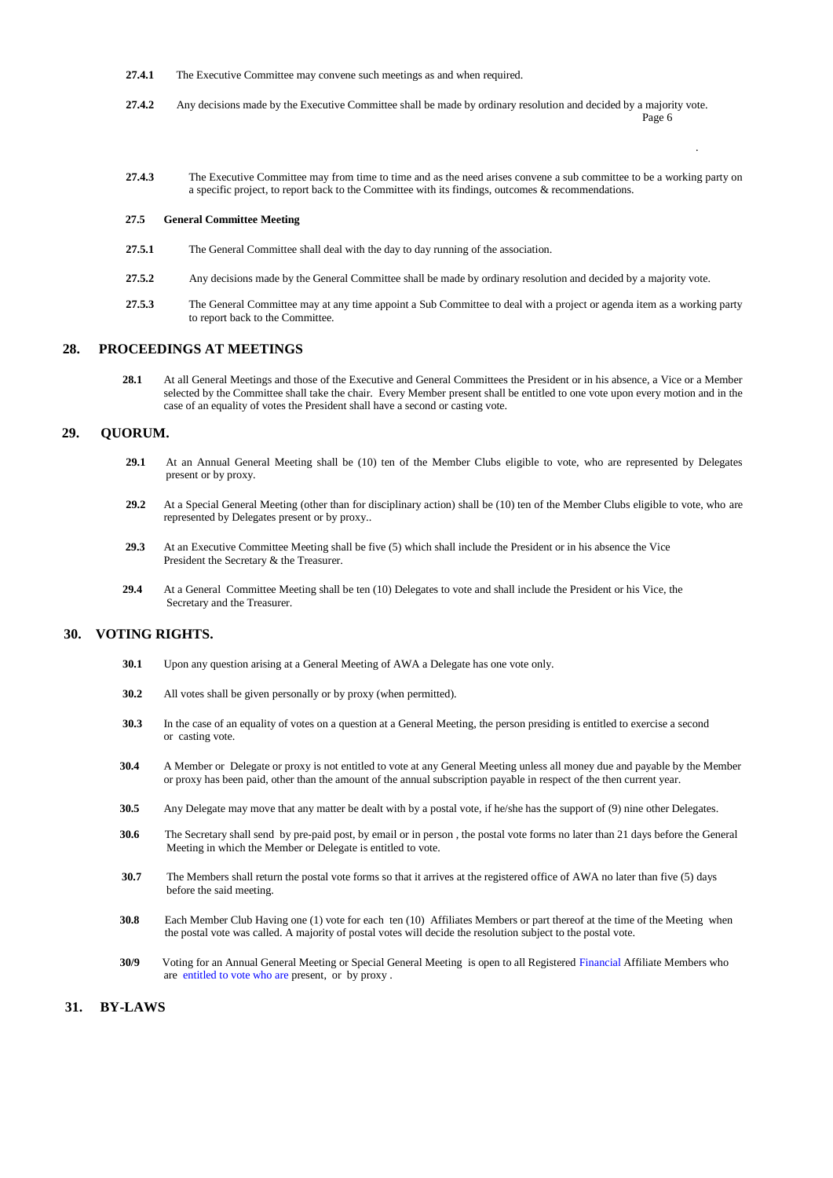**27.4.1** The Executive Committee may convene such meetings as and when required.

**27.4.2** Any decisions made by the Executive Committee shall be made by ordinary resolution and decided by a majority vote.

**27.4.3** The Executive Committee may from time to time and as the need arises convene a sub committee to be a working party on a specific project, to report back to the Committee with its findings, outcomes & recommendations.

**27.5 General Committee Meeting**

**27.5.1** The General Committee shall deal with the day to day running of the association.

**27.5.2** Any decisions made by the General Committee shall be made by ordinary resolution and decided by a majority vote.

**27.5.3** The General Committee may at any time appoint a Sub Committee to deal with a project or agenda item as a working party to report back to the Committee.

## 28. PROCEEDINGS AT MEETINGS

**28.1** At all General Meetings and those of the Executive and General Committees the President or in his absence, a Vice or a Member selected by the Committee shall take the chair. Every Member present shall be entitled to one vote upon every motion and in the case of an equality of votes the President shall have a second or casting vote.

## 29. QUORUM.

**29.1** At an Annual General Meeting shall be (10) ten of the Member Clubs eligible to vote, who are represented by Delegates present or by proxy.

**29.2** At a Special General Meeting (other than for disciplinary action) shall be (10) ten of the Member Clubs eligible to vote, who are represented by Delegates present or by proxy..

**29.3** At an Executive Committee Meeting shall be five (5) which shall include the President or in his absence the Vice President the Secretary & the Treasurer.

**29.4** At a General Committee Meeting shall be ten (10) Delegates to vote and shall include the President or his Vice, the Secretary and the Treasurer.

## 30. VOTING RIGHTS.

**30.1** Upon any question arising at a General Meeting of AWA a Delegate has one vote only.

**30.2** All votes shall be given personally or by proxy (when permitted).

**30.3** In the case of an equality of votes on a question at a General Meeting, the person presiding is entitled to exercise a second or casting vote.

**30.4** A Member or Delegate or proxy is not entitled to vote at any General Meeting unless all money due and payable by the Member or proxy has been paid, other than the amount of the annual subscription payable in respect of the then current year.

**30.5** Any Delegate may move that any matter be dealt with by a postal vote, if he/she has the support of (9) nine other Delegates.

**30.6** The Secretary shall send by pre-paid post, by email or in person , the postal vote forms no later than 21 days before the General Meeting in which the Member or Delegate is entitled to vote.

**30.7** The Members shall return the postal vote forms so that it arrives at the registered office of AWA no later than five (5) days before the said meeting.

**30.8** Each Member Club Having one (1) vote for each ten (10) Affiliates Members or part thereof at the time of the Meeting when the postal vote was called. A majority of postal votes will decide the resolution subject to the postal vote.

**30/9** Voting for an Annual General Meeting or Special General Meeting is open to all Registered Financial Affiliate Members who are entitled to vote who are present, or by proxy .

## 31. BY-LAWS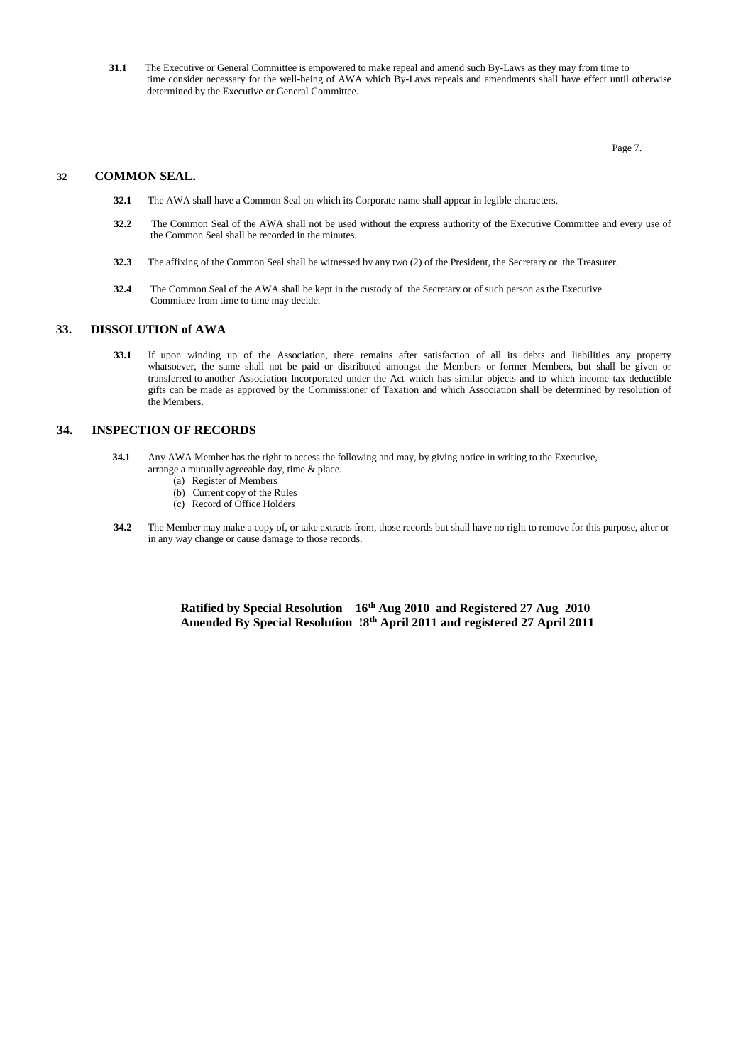**31.1** The Executive or General Committee is empowered to make repeal and amend such By-Laws as they may from time to time consider necessary for the well-being of AWA which By-Laws repeals and amendments shall have effect until otherwise determined by the Executive or General Committee.

## 32 COMMON SEAL.

**32.1** The AWA shall have a Common Seal on which its Corporate name shall appear in legible characters.

**32.2** The Common Seal of the AWA shall not be used without the express authority of the Executive Committee and every use of the Common Seal shall be recorded in the minutes.

**32.3** The affixing of the Common Seal shall be witnessed by any two (2) of the President, the Secretary or the Treasurer.

**32.4** The Common Seal of the AWA shall be kept in the custody of the Secretary or of such person as the Executive Committee from time to time may decide.

## 33. DISSOLUTION of AWA

**33.1** If upon winding up of the Association, there remains after satisfaction of all its debts and liabilities any property whatsoever, the same shall not be paid or distributed amongst the Members or former Members, but shall be given or transferred to another Association Incorporated under the Act which has similar objects and to which income tax deductible gifts can be made as approved by the Commissioner of Taxation and which Association shall be determined by resolution of the Members.

## 34. INSPECTION OF RECORDS

**34.1** Any AWA Member has the right to access the following and may, by giving notice in writing to the Executive, arrange a mutually agreeable day, time & place.

(a) Register of Members
(b) Current copy of the Rules
(c) Record of Office Holders

**34.2** The Member may make a copy of, or take extracts from, those records but shall have no right to remove for this purpose, alter or in any way change or cause damage to those records.

**Ratified by Special Resolution 16th Aug 2010 and Registered 27 Aug 2010**
**Amended By Special Resolution !8th April 2011 and registered 27 April 2011**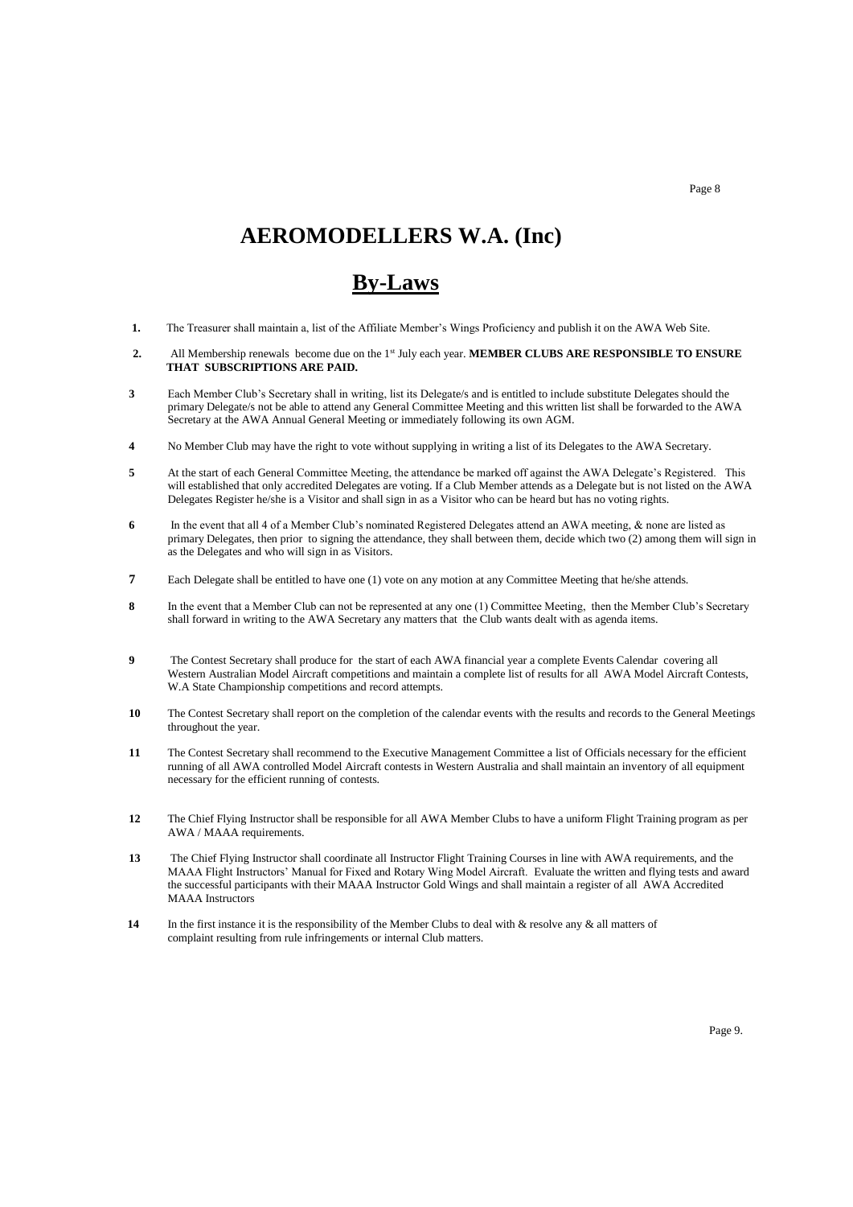# AEROMODELLERS W.A. (Inc)

## By-Laws

1. The Treasurer shall maintain a, list of the Affiliate Member's Wings Proficiency and publish it on the AWA Web Site.

2. All Membership renewals become due on the 1st July each year. **MEMBER CLUBS ARE RESPONSIBLE TO ENSURE THAT SUBSCRIPTIONS ARE PAID.**

3. Each Member Club's Secretary shall in writing, list its Delegate/s and is entitled to include substitute Delegates should the primary Delegate/s not be able to attend any General Committee Meeting and this written list shall be forwarded to the AWA Secretary at the AWA Annual General Meeting or immediately following its own AGM.

4. No Member Club may have the right to vote without supplying in writing a list of its Delegates to the AWA Secretary.

5. At the start of each General Committee Meeting, the attendance be marked off against the AWA Delegate's Registered. This will established that only accredited Delegates are voting. If a Club Member attends as a Delegate but is not listed on the AWA Delegates Register he/she is a Visitor and shall sign in as a Visitor who can be heard but has no voting rights.

6. In the event that all 4 of a Member Club's nominated Registered Delegates attend an AWA meeting, & none are listed as primary Delegates, then prior to signing the attendance, they shall between them, decide which two (2) among them will sign in as the Delegates and who will sign in as Visitors.

7. Each Delegate shall be entitled to have one (1) vote on any motion at any Committee Meeting that he/she attends.

8. In the event that a Member Club can not be represented at any one (1) Committee Meeting, then the Member Club's Secretary shall forward in writing to the AWA Secretary any matters that the Club wants dealt with as agenda items.

9. The Contest Secretary shall produce for the start of each AWA financial year a complete Events Calendar covering all Western Australian Model Aircraft competitions and maintain a complete list of results for all AWA Model Aircraft Contests, W.A State Championship competitions and record attempts.

10. The Contest Secretary shall report on the completion of the calendar events with the results and records to the General Meetings throughout the year.

11. The Contest Secretary shall recommend to the Executive Management Committee a list of Officials necessary for the efficient running of all AWA controlled Model Aircraft contests in Western Australia and shall maintain an inventory of all equipment necessary for the efficient running of contests.

12. The Chief Flying Instructor shall be responsible for all AWA Member Clubs to have a uniform Flight Training program as per AWA / MAAA requirements.

13. The Chief Flying Instructor shall coordinate all Instructor Flight Training Courses in line with AWA requirements, and the MAAA Flight Instructors' Manual for Fixed and Rotary Wing Model Aircraft. Evaluate the written and flying tests and award the successful participants with their MAAA Instructor Gold Wings and shall maintain a register of all AWA Accredited MAAA Instructors

14. In the first instance it is the responsibility of the Member Clubs to deal with & resolve any & all matters of complaint resulting from rule infringements or internal Club matters.